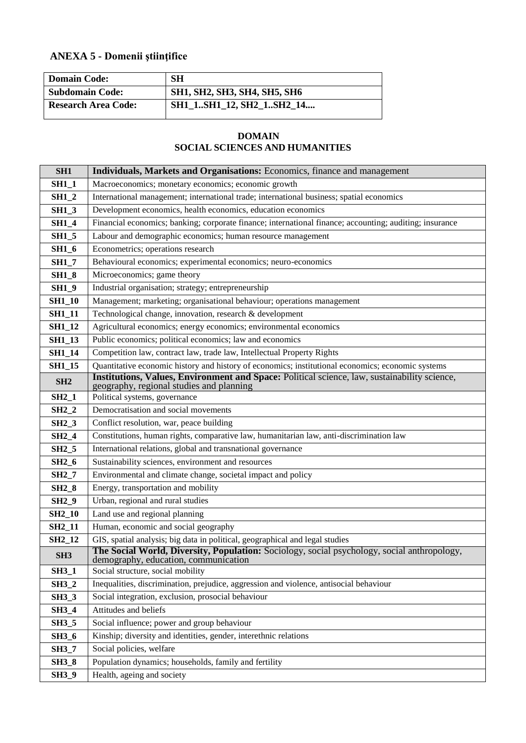## ANEXA 5 - Domenii ştiinţifice

| Domain Code: | SH |
|---|---|
| Subdomain Code: | SH1, SH2, SH3, SH4, SH5, SH6 |
| Research Area Code: | SH1_1..SH1_12, SH2_1..SH2_14.... |

## DOMAIN
## SOCIAL SCIENCES AND HUMANITIES

| SH1 | **Individuals, Markets and Organisations:** Economics, finance and management |
|---|---|
| **SH1_1** | Macroeconomics; monetary economics; economic growth |
| **SH1_2** | International management; international trade; international business; spatial economics |
| **SH1_3** | Development economics, health economics, education economics |
| **SH1_4** | Financial economics; banking; corporate finance; international finance; accounting; auditing; insurance |
| **SH1_5** | Labour and demographic economics; human resource management |
| **SH1_6** | Econometrics; operations research |
| **SH1_7** | Behavioural economics; experimental economics; neuro-economics |
| **SH1_8** | Microeconomics; game theory |
| **SH1_9** | Industrial organisation; strategy; entrepreneurship |
| **SH1_10** | Management; marketing; organisational behaviour; operations management |
| **SH1_11** | Technological change, innovation, research & development |
| **SH1_12** | Agricultural economics; energy economics; environmental economics |
| **SH1_13** | Public economics; political economics; law and economics |
| **SH1_14** | Competition law, contract law, trade law, Intellectual Property Rights |
| **SH1_15** | Quantitative economic history and history of economics; institutional economics; economic systems |
| **SH2** | **Institutions, Values, Environment and Space:** Political science, law, sustainability science, geography, regional studies and planning |
| **SH2_1** | Political systems, governance |
| **SH2_2** | Democratisation and social movements |
| **SH2_3** | Conflict resolution, war, peace building |
| **SH2_4** | Constitutions, human rights, comparative law, humanitarian law, anti-discrimination law |
| **SH2_5** | International relations, global and transnational governance |
| **SH2_6** | Sustainability sciences, environment and resources |
| **SH2_7** | Environmental and climate change, societal impact and policy |
| **SH2_8** | Energy, transportation and mobility |
| **SH2_9** | Urban, regional and rural studies |
| **SH2_10** | Land use and regional planning |
| **SH2_11** | Human, economic and social geography |
| **SH2_12** | GIS, spatial analysis; big data in political, geographical and legal studies |
| **SH3** | **The Social World, Diversity, Population:** Sociology, social psychology, social anthropology, demography, education, communication |
| **SH3_1** | Social structure, social mobility |
| **SH3_2** | Inequalities, discrimination, prejudice, aggression and violence, antisocial behaviour |
| **SH3_3** | Social integration, exclusion, prosocial behaviour |
| **SH3_4** | Attitudes and beliefs |
| **SH3_5** | Social influence; power and group behaviour |
| **SH3_6** | Kinship; diversity and identities, gender, interethnic relations |
| **SH3_7** | Social policies, welfare |
| **SH3_8** | Population dynamics; households, family and fertility |
| **SH3_9** | Health, ageing and society |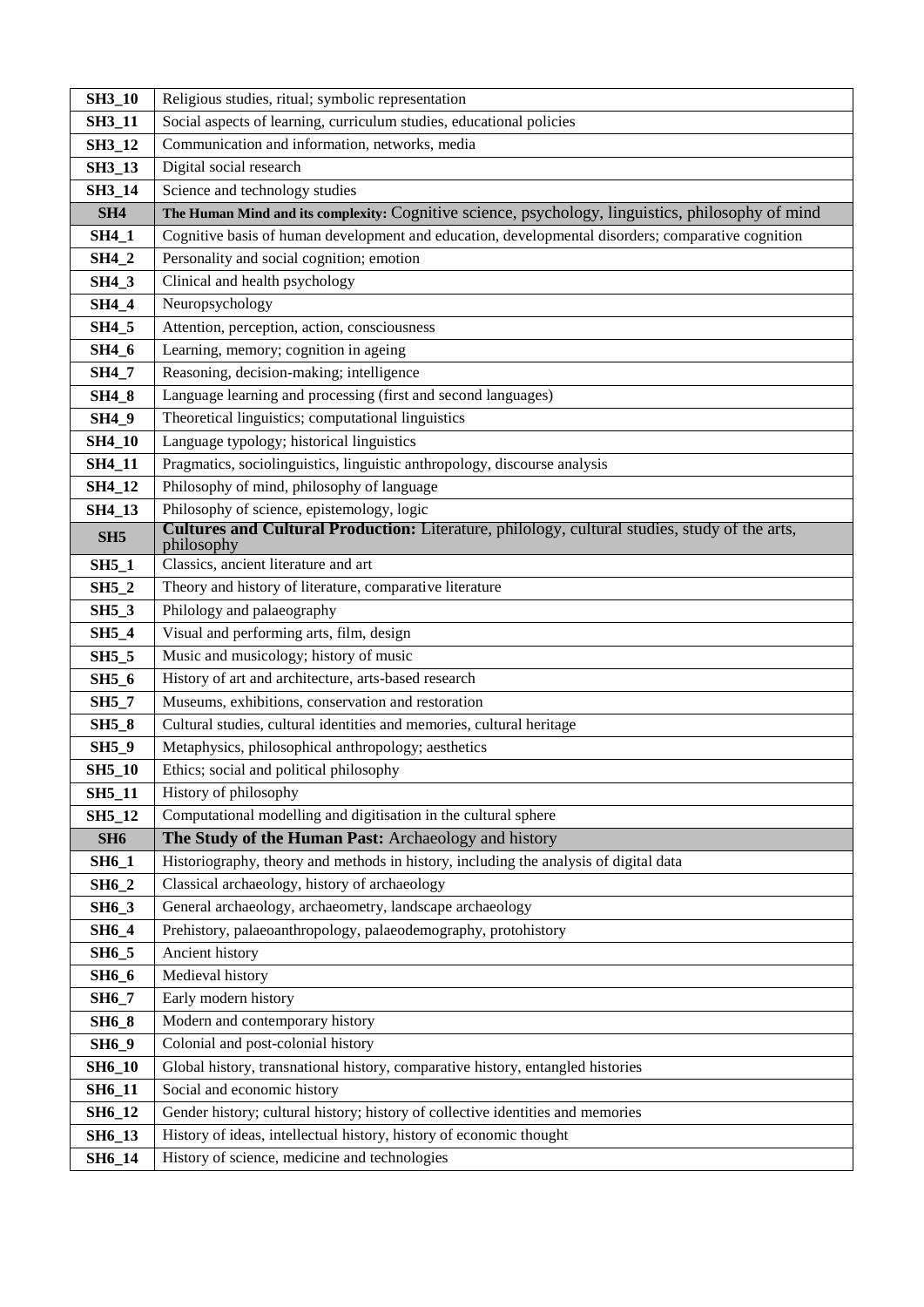| | |
|---|---|
| **SH3_10** | Religious studies, ritual; symbolic representation |
| **SH3_11** | Social aspects of learning, curriculum studies, educational policies |
| **SH3_12** | Communication and information, networks, media |
| **SH3_13** | Digital social research |
| **SH3_14** | Science and technology studies |
| **SH4** | **The Human Mind and its complexity:** Cognitive science, psychology, linguistics, philosophy of mind |
| **SH4_1** | Cognitive basis of human development and education, developmental disorders; comparative cognition |
| **SH4_2** | Personality and social cognition; emotion |
| **SH4_3** | Clinical and health psychology |
| **SH4_4** | Neuropsychology |
| **SH4_5** | Attention, perception, action, consciousness |
| **SH4_6** | Learning, memory; cognition in ageing |
| **SH4_7** | Reasoning, decision-making; intelligence |
| **SH4_8** | Language learning and processing (first and second languages) |
| **SH4_9** | Theoretical linguistics; computational linguistics |
| **SH4_10** | Language typology; historical linguistics |
| **SH4_11** | Pragmatics, sociolinguistics, linguistic anthropology, discourse analysis |
| **SH4_12** | Philosophy of mind, philosophy of language |
| **SH4_13** | Philosophy of science, epistemology, logic |
| **SH5** | **Cultures and Cultural Production:** Literature, philology, cultural studies, study of the arts, philosophy |
| **SH5_1** | Classics, ancient literature and art |
| **SH5_2** | Theory and history of literature, comparative literature |
| **SH5_3** | Philology and palaeography |
| **SH5_4** | Visual and performing arts, film, design |
| **SH5_5** | Music and musicology; history of music |
| **SH5_6** | History of art and architecture, arts-based research |
| **SH5_7** | Museums, exhibitions, conservation and restoration |
| **SH5_8** | Cultural studies, cultural identities and memories, cultural heritage |
| **SH5_9** | Metaphysics, philosophical anthropology; aesthetics |
| **SH5_10** | Ethics; social and political philosophy |
| **SH5_11** | History of philosophy |
| **SH5_12** | Computational modelling and digitisation in the cultural sphere |
| **SH6** | **The Study of the Human Past:** Archaeology and history |
| **SH6_1** | Historiography, theory and methods in history, including the analysis of digital data |
| **SH6_2** | Classical archaeology, history of archaeology |
| **SH6_3** | General archaeology, archaeometry, landscape archaeology |
| **SH6_4** | Prehistory, palaeoanthropology, palaeodemography, protohistory |
| **SH6_5** | Ancient history |
| **SH6_6** | Medieval history |
| **SH6_7** | Early modern history |
| **SH6_8** | Modern and contemporary history |
| **SH6_9** | Colonial and post-colonial history |
| **SH6_10** | Global history, transnational history, comparative history, entangled histories |
| **SH6_11** | Social and economic history |
| **SH6_12** | Gender history; cultural history; history of collective identities and memories |
| **SH6_13** | History of ideas, intellectual history, history of economic thought |
| **SH6_14** | History of science, medicine and technologies |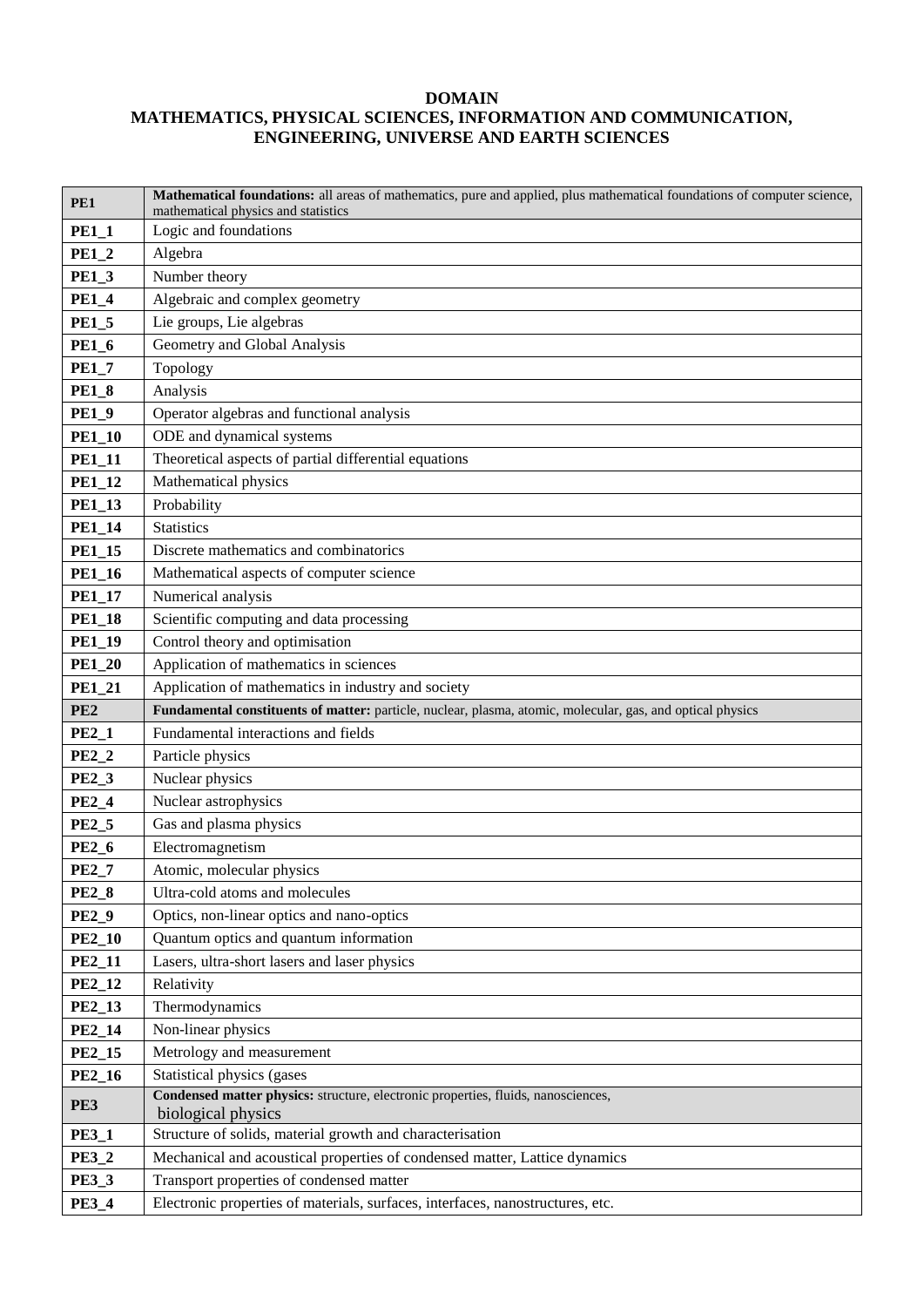**DOMAIN**
**MATHEMATICS, PHYSICAL SCIENCES, INFORMATION AND COMMUNICATION, ENGINEERING, UNIVERSE AND EARTH SCIENCES**

| **PE1** | **Mathematical foundations:** all areas of mathematics, pure and applied, plus mathematical foundations of computer science, mathematical physics and statistics |
|---|---|
| **PE1_1** | Logic and foundations |
| **PE1_2** | Algebra |
| **PE1_3** | Number theory |
| **PE1_4** | Algebraic and complex geometry |
| **PE1_5** | Lie groups, Lie algebras |
| **PE1_6** | Geometry and Global Analysis |
| **PE1_7** | Topology |
| **PE1_8** | Analysis |
| **PE1_9** | Operator algebras and functional analysis |
| **PE1_10** | ODE and dynamical systems |
| **PE1_11** | Theoretical aspects of partial differential equations |
| **PE1_12** | Mathematical physics |
| **PE1_13** | Probability |
| **PE1_14** | Statistics |
| **PE1_15** | Discrete mathematics and combinatorics |
| **PE1_16** | Mathematical aspects of computer science |
| **PE1_17** | Numerical analysis |
| **PE1_18** | Scientific computing and data processing |
| **PE1_19** | Control theory and optimisation |
| **PE1_20** | Application of mathematics in sciences |
| **PE1_21** | Application of mathematics in industry and society |
| **PE2** | **Fundamental constituents of matter:** particle, nuclear, plasma, atomic, molecular, gas, and optical physics |
| **PE2_1** | Fundamental interactions and fields |
| **PE2_2** | Particle physics |
| **PE2_3** | Nuclear physics |
| **PE2_4** | Nuclear astrophysics |
| **PE2_5** | Gas and plasma physics |
| **PE2_6** | Electromagnetism |
| **PE2_7** | Atomic, molecular physics |
| **PE2_8** | Ultra-cold atoms and molecules |
| **PE2_9** | Optics, non-linear optics and nano-optics |
| **PE2_10** | Quantum optics and quantum information |
| **PE2_11** | Lasers, ultra-short lasers and laser physics |
| **PE2_12** | Relativity |
| **PE2_13** | Thermodynamics |
| **PE2_14** | Non-linear physics |
| **PE2_15** | Metrology and measurement |
| **PE2_16** | Statistical physics (gases |
| **PE3** | **Condensed matter physics:** structure, electronic properties, fluids, nanosciences, biological physics |
| **PE3_1** | Structure of solids, material growth and characterisation |
| **PE3_2** | Mechanical and acoustical properties of condensed matter, Lattice dynamics |
| **PE3_3** | Transport properties of condensed matter |
| **PE3_4** | Electronic properties of materials, surfaces, interfaces, nanostructures, etc. |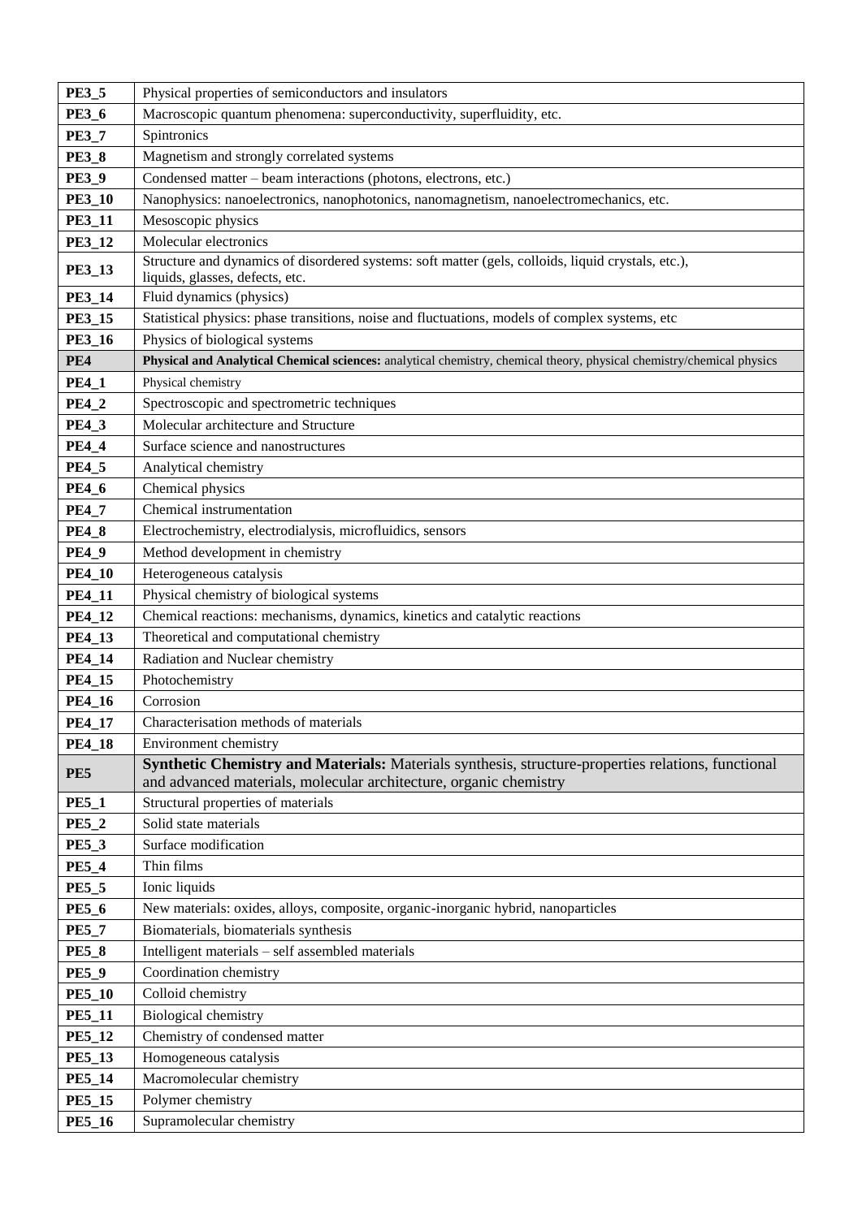| | |
|---|---|
| **PE3_5** | Physical properties of semiconductors and insulators |
| **PE3_6** | Macroscopic quantum phenomena: superconductivity, superfluidity, etc. |
| **PE3_7** | Spintronics |
| **PE3_8** | Magnetism and strongly correlated systems |
| **PE3_9** | Condensed matter – beam interactions (photons, electrons, etc.) |
| **PE3_10** | Nanophysics: nanoelectronics, nanophotonics, nanomagnetism, nanoelectromechanics, etc. |
| **PE3_11** | Mesoscopic physics |
| **PE3_12** | Molecular electronics |
| **PE3_13** | Structure and dynamics of disordered systems: soft matter (gels, colloids, liquid crystals, etc.), liquids, glasses, defects, etc. |
| **PE3_14** | Fluid dynamics (physics) |
| **PE3_15** | Statistical physics: phase transitions, noise and fluctuations, models of complex systems, etc |
| **PE3_16** | Physics of biological systems |
| **PE4** | **Physical and Analytical Chemical sciences:** analytical chemistry, chemical theory, physical chemistry/chemical physics |
| **PE4_1** | Physical chemistry |
| **PE4_2** | Spectroscopic and spectrometric techniques |
| **PE4_3** | Molecular architecture and Structure |
| **PE4_4** | Surface science and nanostructures |
| **PE4_5** | Analytical chemistry |
| **PE4_6** | Chemical physics |
| **PE4_7** | Chemical instrumentation |
| **PE4_8** | Electrochemistry, electrodialysis, microfluidics, sensors |
| **PE4_9** | Method development in chemistry |
| **PE4_10** | Heterogeneous catalysis |
| **PE4_11** | Physical chemistry of biological systems |
| **PE4_12** | Chemical reactions: mechanisms, dynamics, kinetics and catalytic reactions |
| **PE4_13** | Theoretical and computational chemistry |
| **PE4_14** | Radiation and Nuclear chemistry |
| **PE4_15** | Photochemistry |
| **PE4_16** | Corrosion |
| **PE4_17** | Characterisation methods of materials |
| **PE4_18** | Environment chemistry |
| **PE5** | **Synthetic Chemistry and Materials:** Materials synthesis, structure-properties relations, functional and advanced materials, molecular architecture, organic chemistry |
| **PE5_1** | Structural properties of materials |
| **PE5_2** | Solid state materials |
| **PE5_3** | Surface modification |
| **PE5_4** | Thin films |
| **PE5_5** | Ionic liquids |
| **PE5_6** | New materials: oxides, alloys, composite, organic-inorganic hybrid, nanoparticles |
| **PE5_7** | Biomaterials, biomaterials synthesis |
| **PE5_8** | Intelligent materials – self assembled materials |
| **PE5_9** | Coordination chemistry |
| **PE5_10** | Colloid chemistry |
| **PE5_11** | Biological chemistry |
| **PE5_12** | Chemistry of condensed matter |
| **PE5_13** | Homogeneous catalysis |
| **PE5_14** | Macromolecular chemistry |
| **PE5_15** | Polymer chemistry |
| **PE5_16** | Supramolecular chemistry |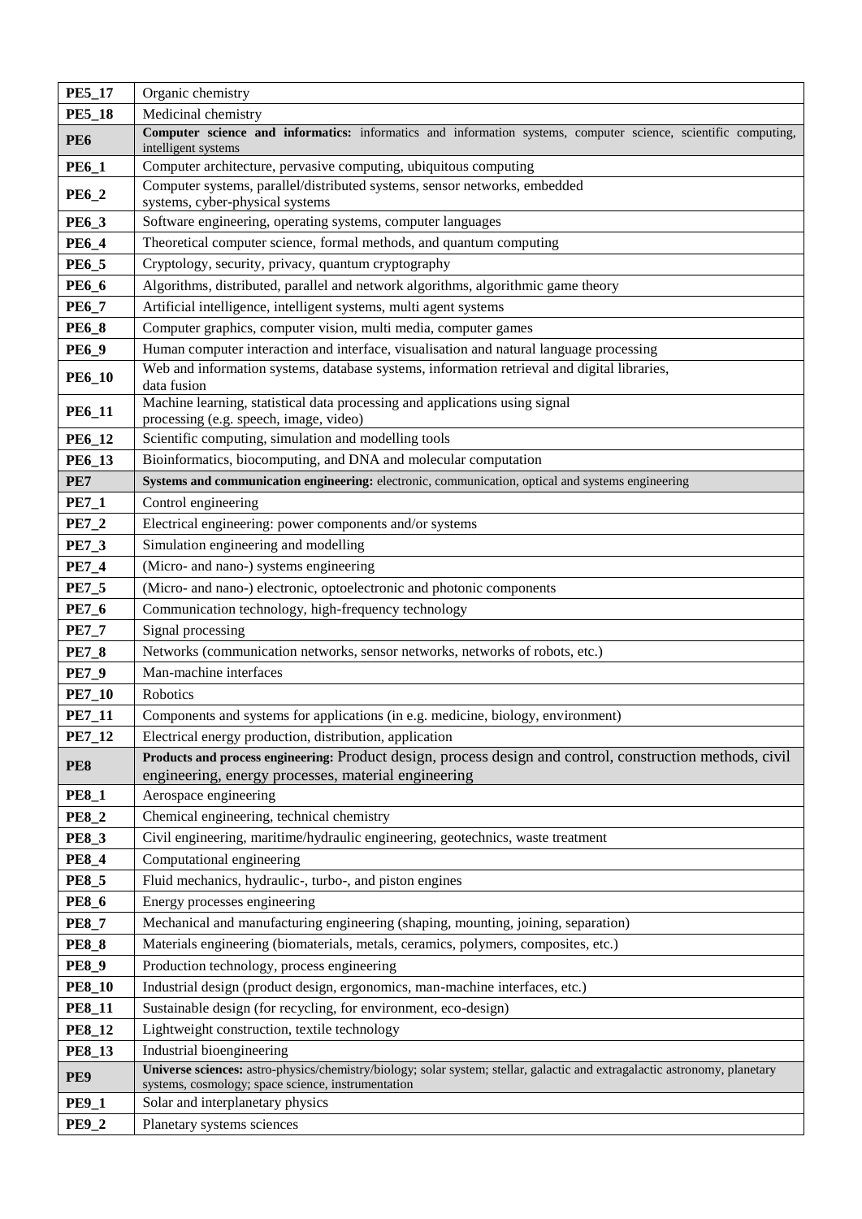| | |
|---|---|
| **PE5_17** | Organic chemistry |
| **PE5_18** | Medicinal chemistry |
| **PE6** | **Computer science and informatics:** informatics and information systems, computer science, scientific computing, intelligent systems |
| **PE6_1** | Computer architecture, pervasive computing, ubiquitous computing |
| **PE6_2** | Computer systems, parallel/distributed systems, sensor networks, embedded systems, cyber-physical systems |
| **PE6_3** | Software engineering, operating systems, computer languages |
| **PE6_4** | Theoretical computer science, formal methods, and quantum computing |
| **PE6_5** | Cryptology, security, privacy, quantum cryptography |
| **PE6_6** | Algorithms, distributed, parallel and network algorithms, algorithmic game theory |
| **PE6_7** | Artificial intelligence, intelligent systems, multi agent systems |
| **PE6_8** | Computer graphics, computer vision, multi media, computer games |
| **PE6_9** | Human computer interaction and interface, visualisation and natural language processing |
| **PE6_10** | Web and information systems, database systems, information retrieval and digital libraries, data fusion |
| **PE6_11** | Machine learning, statistical data processing and applications using signal processing (e.g. speech, image, video) |
| **PE6_12** | Scientific computing, simulation and modelling tools |
| **PE6_13** | Bioinformatics, biocomputing, and DNA and molecular computation |
| **PE7** | **Systems and communication engineering:** electronic, communication, optical and systems engineering |
| **PE7_1** | Control engineering |
| **PE7_2** | Electrical engineering: power components and/or systems |
| **PE7_3** | Simulation engineering and modelling |
| **PE7_4** | (Micro- and nano-) systems engineering |
| **PE7_5** | (Micro- and nano-) electronic, optoelectronic and photonic components |
| **PE7_6** | Communication technology, high-frequency technology |
| **PE7_7** | Signal processing |
| **PE7_8** | Networks (communication networks, sensor networks, networks of robots, etc.) |
| **PE7_9** | Man-machine interfaces |
| **PE7_10** | Robotics |
| **PE7_11** | Components and systems for applications (in e.g. medicine, biology, environment) |
| **PE7_12** | Electrical energy production, distribution, application |
| **PE8** | **Products and process engineering:** Product design, process design and control, construction methods, civil engineering, energy processes, material engineering |
| **PE8_1** | Aerospace engineering |
| **PE8_2** | Chemical engineering, technical chemistry |
| **PE8_3** | Civil engineering, maritime/hydraulic engineering, geotechnics, waste treatment |
| **PE8_4** | Computational engineering |
| **PE8_5** | Fluid mechanics, hydraulic-, turbo-, and piston engines |
| **PE8_6** | Energy processes engineering |
| **PE8_7** | Mechanical and manufacturing engineering (shaping, mounting, joining, separation) |
| **PE8_8** | Materials engineering (biomaterials, metals, ceramics, polymers, composites, etc.) |
| **PE8_9** | Production technology, process engineering |
| **PE8_10** | Industrial design (product design, ergonomics, man-machine interfaces, etc.) |
| **PE8_11** | Sustainable design (for recycling, for environment, eco-design) |
| **PE8_12** | Lightweight construction, textile technology |
| **PE8_13** | Industrial bioengineering |
| **PE9** | **Universe sciences:** astro-physics/chemistry/biology; solar system; stellar, galactic and extragalactic astronomy, planetary systems, cosmology; space science, instrumentation |
| **PE9_1** | Solar and interplanetary physics |
| **PE9_2** | Planetary systems sciences |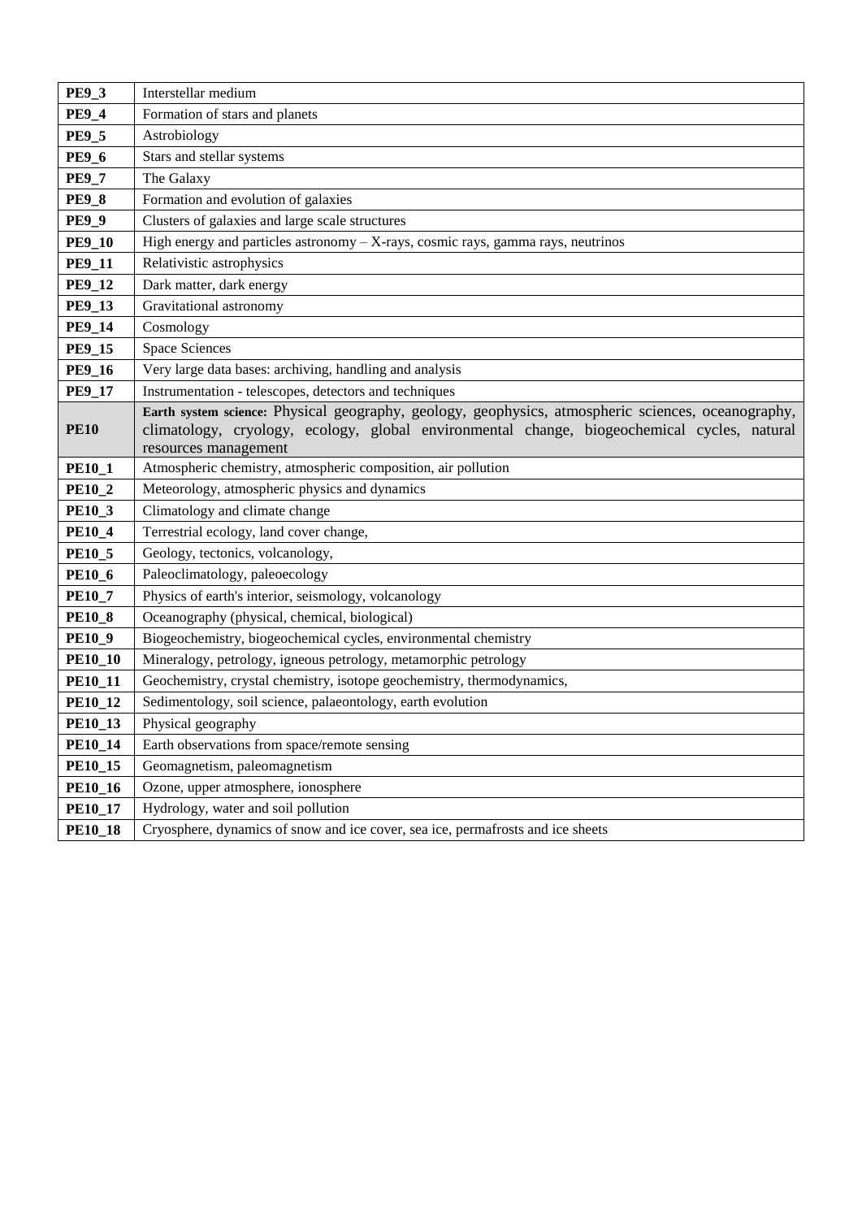| | |
|---|---|
| **PE9_3** | Interstellar medium |
| **PE9_4** | Formation of stars and planets |
| **PE9_5** | Astrobiology |
| **PE9_6** | Stars and stellar systems |
| **PE9_7** | The Galaxy |
| **PE9_8** | Formation and evolution of galaxies |
| **PE9_9** | Clusters of galaxies and large scale structures |
| **PE9_10** | High energy and particles astronomy – X-rays, cosmic rays, gamma rays, neutrinos |
| **PE9_11** | Relativistic astrophysics |
| **PE9_12** | Dark matter, dark energy |
| **PE9_13** | Gravitational astronomy |
| **PE9_14** | Cosmology |
| **PE9_15** | Space Sciences |
| **PE9_16** | Very large data bases: archiving, handling and analysis |
| **PE9_17** | Instrumentation - telescopes, detectors and techniques |
| **PE10** | **Earth system science:** Physical geography, geology, geophysics, atmospheric sciences, oceanography, climatology, cryology, ecology, global environmental change, biogeochemical cycles, natural resources management |
| **PE10_1** | Atmospheric chemistry, atmospheric composition, air pollution |
| **PE10_2** | Meteorology, atmospheric physics and dynamics |
| **PE10_3** | Climatology and climate change |
| **PE10_4** | Terrestrial ecology, land cover change, |
| **PE10_5** | Geology, tectonics, volcanology, |
| **PE10_6** | Paleoclimatology, paleoecology |
| **PE10_7** | Physics of earth's interior, seismology, volcanology |
| **PE10_8** | Oceanography (physical, chemical, biological) |
| **PE10_9** | Biogeochemistry, biogeochemical cycles, environmental chemistry |
| **PE10_10** | Mineralogy, petrology, igneous petrology, metamorphic petrology |
| **PE10_11** | Geochemistry, crystal chemistry, isotope geochemistry, thermodynamics, |
| **PE10_12** | Sedimentology, soil science, palaeontology, earth evolution |
| **PE10_13** | Physical geography |
| **PE10_14** | Earth observations from space/remote sensing |
| **PE10_15** | Geomagnetism, paleomagnetism |
| **PE10_16** | Ozone, upper atmosphere, ionosphere |
| **PE10_17** | Hydrology, water and soil pollution |
| **PE10_18** | Cryosphere, dynamics of snow and ice cover, sea ice, permafrosts and ice sheets |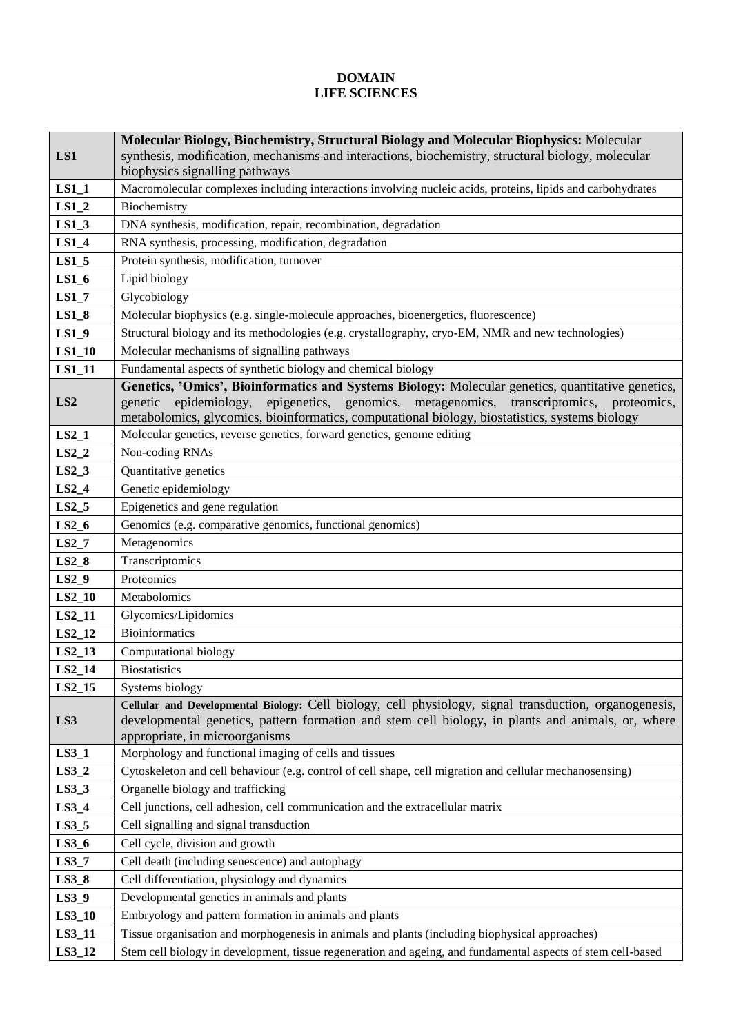**DOMAIN**
**LIFE SCIENCES**

| | |
|---|---|
| **LS1** | **Molecular Biology, Biochemistry, Structural Biology and Molecular Biophysics:** Molecular synthesis, modification, mechanisms and interactions, biochemistry, structural biology, molecular biophysics signalling pathways |
| **LS1_1** | Macromolecular complexes including interactions involving nucleic acids, proteins, lipids and carbohydrates |
| **LS1_2** | Biochemistry |
| **LS1_3** | DNA synthesis, modification, repair, recombination, degradation |
| **LS1_4** | RNA synthesis, processing, modification, degradation |
| **LS1_5** | Protein synthesis, modification, turnover |
| **LS1_6** | Lipid biology |
| **LS1_7** | Glycobiology |
| **LS1_8** | Molecular biophysics (e.g. single-molecule approaches, bioenergetics, fluorescence) |
| **LS1_9** | Structural biology and its methodologies (e.g. crystallography, cryo-EM, NMR and new technologies) |
| **LS1_10** | Molecular mechanisms of signalling pathways |
| **LS1_11** | Fundamental aspects of synthetic biology and chemical biology |
| **LS2** | **Genetics, 'Omics', Bioinformatics and Systems Biology:** Molecular genetics, quantitative genetics, genetic epidemiology, epigenetics, genomics, metagenomics, transcriptomics, proteomics, metabolomics, glycomics, bioinformatics, computational biology, biostatistics, systems biology |
| **LS2_1** | Molecular genetics, reverse genetics, forward genetics, genome editing |
| **LS2_2** | Non-coding RNAs |
| **LS2_3** | Quantitative genetics |
| **LS2_4** | Genetic epidemiology |
| **LS2_5** | Epigenetics and gene regulation |
| **LS2_6** | Genomics (e.g. comparative genomics, functional genomics) |
| **LS2_7** | Metagenomics |
| **LS2_8** | Transcriptomics |
| **LS2_9** | Proteomics |
| **LS2_10** | Metabolomics |
| **LS2_11** | Glycomics/Lipidomics |
| **LS2_12** | Bioinformatics |
| **LS2_13** | Computational biology |
| **LS2_14** | Biostatistics |
| **LS2_15** | Systems biology |
| **LS3** | **Cellular and Developmental Biology:** Cell biology, cell physiology, signal transduction, organogenesis, developmental genetics, pattern formation and stem cell biology, in plants and animals, or, where appropriate, in microorganisms |
| **LS3_1** | Morphology and functional imaging of cells and tissues |
| **LS3_2** | Cytoskeleton and cell behaviour (e.g. control of cell shape, cell migration and cellular mechanosensing) |
| **LS3_3** | Organelle biology and trafficking |
| **LS3_4** | Cell junctions, cell adhesion, cell communication and the extracellular matrix |
| **LS3_5** | Cell signalling and signal transduction |
| **LS3_6** | Cell cycle, division and growth |
| **LS3_7** | Cell death (including senescence) and autophagy |
| **LS3_8** | Cell differentiation, physiology and dynamics |
| **LS3_9** | Developmental genetics in animals and plants |
| **LS3_10** | Embryology and pattern formation in animals and plants |
| **LS3_11** | Tissue organisation and morphogenesis in animals and plants (including biophysical approaches) |
| **LS3_12** | Stem cell biology in development, tissue regeneration and ageing, and fundamental aspects of stem cell-based |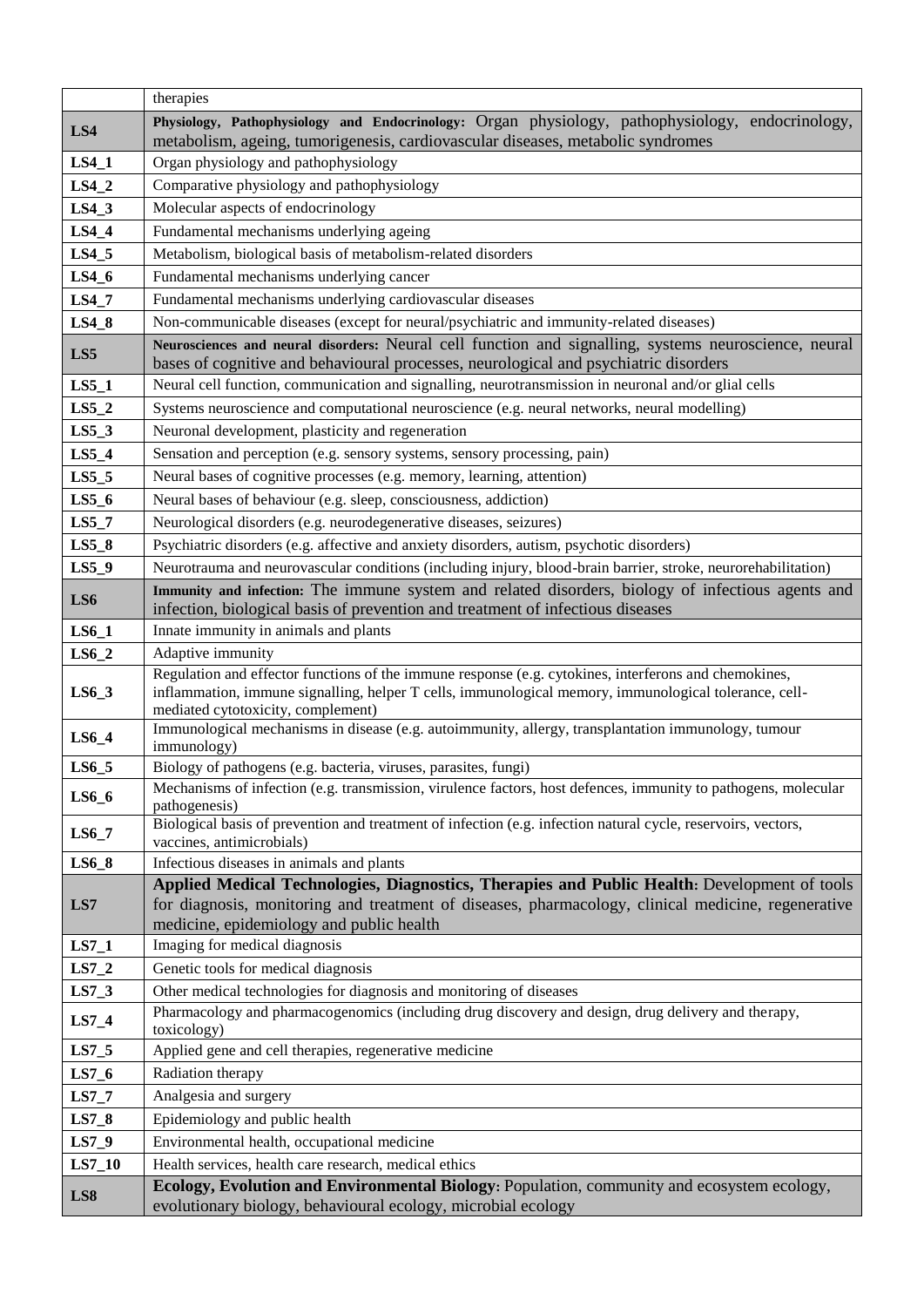| | |
|---|---|
| | therapies |
| **LS4** | **Physiology, Pathophysiology and Endocrinology:** Organ physiology, pathophysiology, endocrinology, metabolism, ageing, tumorigenesis, cardiovascular diseases, metabolic syndromes |
| **LS4_1** | Organ physiology and pathophysiology |
| **LS4_2** | Comparative physiology and pathophysiology |
| **LS4_3** | Molecular aspects of endocrinology |
| **LS4_4** | Fundamental mechanisms underlying ageing |
| **LS4_5** | Metabolism, biological basis of metabolism-related disorders |
| **LS4_6** | Fundamental mechanisms underlying cancer |
| **LS4_7** | Fundamental mechanisms underlying cardiovascular diseases |
| **LS4_8** | Non-communicable diseases (except for neural/psychiatric and immunity-related diseases) |
| **LS5** | **Neurosciences and neural disorders:** Neural cell function and signalling, systems neuroscience, neural bases of cognitive and behavioural processes, neurological and psychiatric disorders |
| **LS5_1** | Neural cell function, communication and signalling, neurotransmission in neuronal and/or glial cells |
| **LS5_2** | Systems neuroscience and computational neuroscience (e.g. neural networks, neural modelling) |
| **LS5_3** | Neuronal development, plasticity and regeneration |
| **LS5_4** | Sensation and perception (e.g. sensory systems, sensory processing, pain) |
| **LS5_5** | Neural bases of cognitive processes (e.g. memory, learning, attention) |
| **LS5_6** | Neural bases of behaviour (e.g. sleep, consciousness, addiction) |
| **LS5_7** | Neurological disorders (e.g. neurodegenerative diseases, seizures) |
| **LS5_8** | Psychiatric disorders (e.g. affective and anxiety disorders, autism, psychotic disorders) |
| **LS5_9** | Neurotrauma and neurovascular conditions (including injury, blood-brain barrier, stroke, neurorehabilitation) |
| **LS6** | **Immunity and infection:** The immune system and related disorders, biology of infectious agents and infection, biological basis of prevention and treatment of infectious diseases |
| **LS6_1** | Innate immunity in animals and plants |
| **LS6_2** | Adaptive immunity |
| **LS6_3** | Regulation and effector functions of the immune response (e.g. cytokines, interferons and chemokines, inflammation, immune signalling, helper T cells, immunological memory, immunological tolerance, cell-mediated cytotoxicity, complement) |
| **LS6_4** | Immunological mechanisms in disease (e.g. autoimmunity, allergy, transplantation immunology, tumour immunology) |
| **LS6_5** | Biology of pathogens (e.g. bacteria, viruses, parasites, fungi) |
| **LS6_6** | Mechanisms of infection (e.g. transmission, virulence factors, host defences, immunity to pathogens, molecular pathogenesis) |
| **LS6_7** | Biological basis of prevention and treatment of infection (e.g. infection natural cycle, reservoirs, vectors, vaccines, antimicrobials) |
| **LS6_8** | Infectious diseases in animals and plants |
| **LS7** | **Applied Medical Technologies, Diagnostics, Therapies and Public Health:** Development of tools for diagnosis, monitoring and treatment of diseases, pharmacology, clinical medicine, regenerative medicine, epidemiology and public health |
| **LS7_1** | Imaging for medical diagnosis |
| **LS7_2** | Genetic tools for medical diagnosis |
| **LS7_3** | Other medical technologies for diagnosis and monitoring of diseases |
| **LS7_4** | Pharmacology and pharmacogenomics (including drug discovery and design, drug delivery and therapy, toxicology) |
| **LS7_5** | Applied gene and cell therapies, regenerative medicine |
| **LS7_6** | Radiation therapy |
| **LS7_7** | Analgesia and surgery |
| **LS7_8** | Epidemiology and public health |
| **LS7_9** | Environmental health, occupational medicine |
| **LS7_10** | Health services, health care research, medical ethics |
| **LS8** | **Ecology, Evolution and Environmental Biology:** Population, community and ecosystem ecology, evolutionary biology, behavioural ecology, microbial ecology |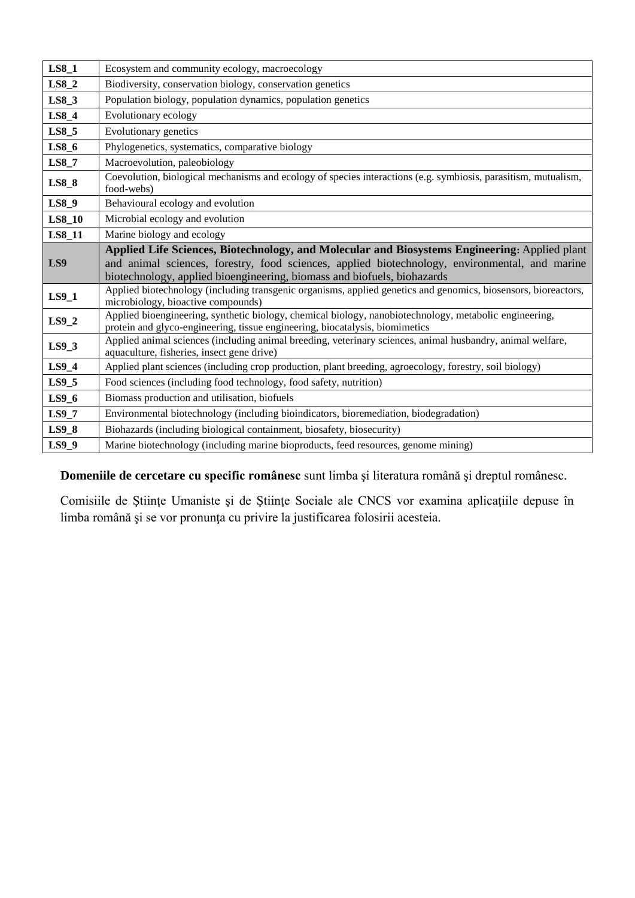| | |
|---|---|
| **LS8_1** | Ecosystem and community ecology, macroecology |
| **LS8_2** | Biodiversity, conservation biology, conservation genetics |
| **LS8_3** | Population biology, population dynamics, population genetics |
| **LS8_4** | Evolutionary ecology |
| **LS8_5** | Evolutionary genetics |
| **LS8_6** | Phylogenetics, systematics, comparative biology |
| **LS8_7** | Macroevolution, paleobiology |
| **LS8_8** | Coevolution, biological mechanisms and ecology of species interactions (e.g. symbiosis, parasitism, mutualism, food-webs) |
| **LS8_9** | Behavioural ecology and evolution |
| **LS8_10** | Microbial ecology and evolution |
| **LS8_11** | Marine biology and ecology |
| **LS9** | **Applied Life Sciences, Biotechnology, and Molecular and Biosystems Engineering**: Applied plant and animal sciences, forestry, food sciences, applied biotechnology, environmental, and marine biotechnology, applied bioengineering, biomass and biofuels, biohazards |
| **LS9_1** | Applied biotechnology (including transgenic organisms, applied genetics and genomics, biosensors, bioreactors, microbiology, bioactive compounds) |
| **LS9_2** | Applied bioengineering, synthetic biology, chemical biology, nanobiotechnology, metabolic engineering, protein and glyco-engineering, tissue engineering, biocatalysis, biomimetics |
| **LS9_3** | Applied animal sciences (including animal breeding, veterinary sciences, animal husbandry, animal welfare, aquaculture, fisheries, insect gene drive) |
| **LS9_4** | Applied plant sciences (including crop production, plant breeding, agroecology, forestry, soil biology) |
| **LS9_5** | Food sciences (including food technology, food safety, nutrition) |
| **LS9_6** | Biomass production and utilisation, biofuels |
| **LS9_7** | Environmental biotechnology (including bioindicators, bioremediation, biodegradation) |
| **LS9_8** | Biohazards (including biological containment, biosafety, biosecurity) |
| **LS9_9** | Marine biotechnology (including marine bioproducts, feed resources, genome mining) |

**Domeniile de cercetare cu specific românesc** sunt limba şi literatura română şi dreptul românesc.

Comisiile de Ştiinţe Umaniste şi de Ştiinţe Sociale ale CNCS vor examina aplicaţiile depuse în limba română şi se vor pronunţa cu privire la justificarea folosirii acesteia.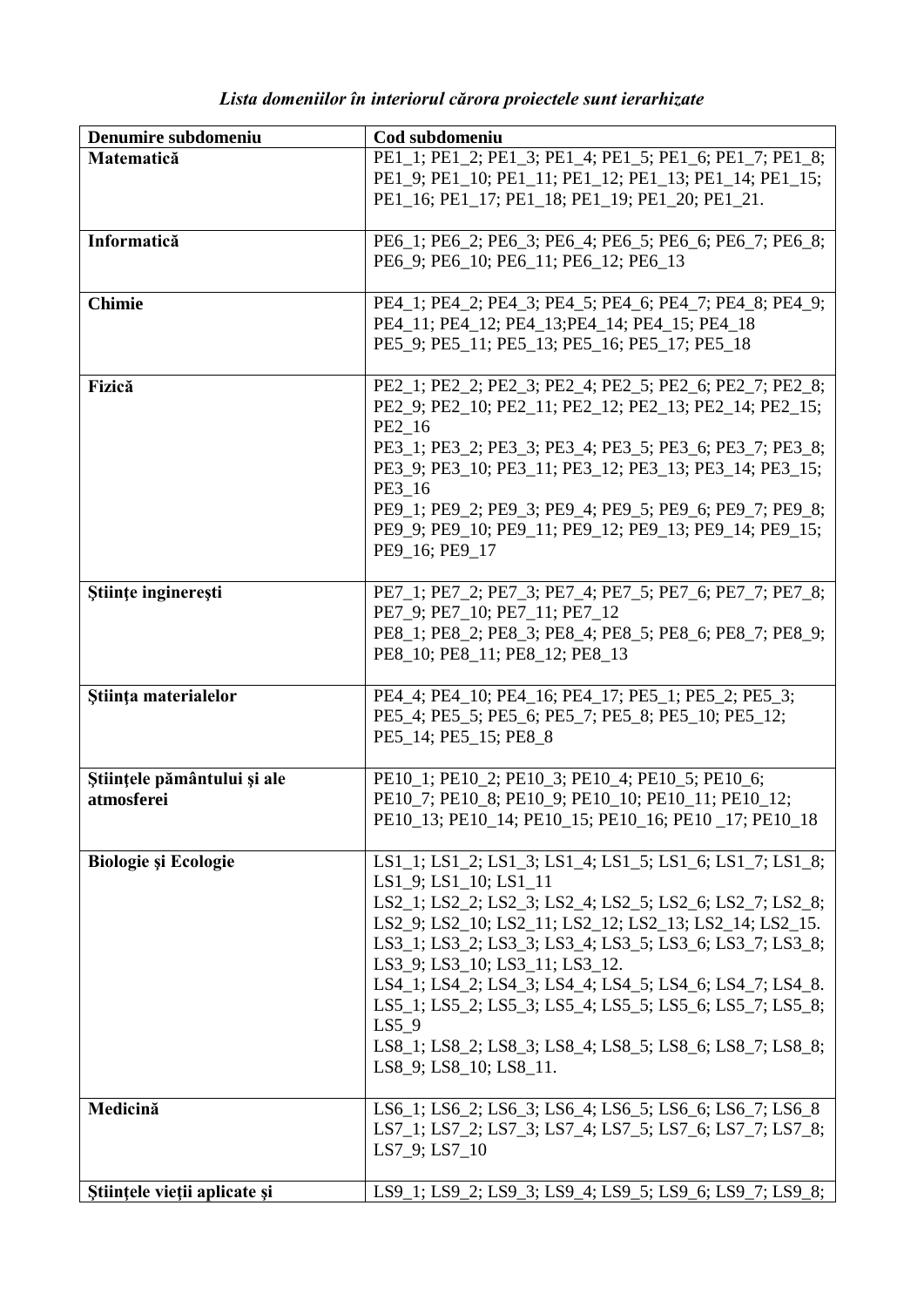*Lista domeniilor în interiorul cărora proiectele sunt ierarhizate*

| Denumire subdomeniu | Cod subdomeniu |
|---|---|
| **Matematică** | PE1_1; PE1_2; PE1_3; PE1_4; PE1_5; PE1_6; PE1_7; PE1_8; PE1_9; PE1_10; PE1_11; PE1_12; PE1_13; PE1_14; PE1_15; PE1_16; PE1_17; PE1_18; PE1_19; PE1_20; PE1_21. |
| **Informatică** | PE6_1; PE6_2; PE6_3; PE6_4; PE6_5; PE6_6; PE6_7; PE6_8; PE6_9; PE6_10; PE6_11; PE6_12; PE6_13 |
| **Chimie** | PE4_1; PE4_2; PE4_3; PE4_5; PE4_6; PE4_7; PE4_8; PE4_9; PE4_11; PE4_12; PE4_13;PE4_14; PE4_15; PE4_18 PE5_9; PE5_11; PE5_13; PE5_16; PE5_17; PE5_18 |
| **Fizică** | PE2_1; PE2_2; PE2_3; PE2_4; PE2_5; PE2_6; PE2_7; PE2_8; PE2_9; PE2_10; PE2_11; PE2_12; PE2_13; PE2_14; PE2_15; PE2_16 PE3_1; PE3_2; PE3_3; PE3_4; PE3_5; PE3_6; PE3_7; PE3_8; PE3_9; PE3_10; PE3_11; PE3_12; PE3_13; PE3_14; PE3_15; PE3_16 PE9_1; PE9_2; PE9_3; PE9_4; PE9_5; PE9_6; PE9_7; PE9_8; PE9_9; PE9_10; PE9_11; PE9_12; PE9_13; PE9_14; PE9_15; PE9_16; PE9_17 |
| **Ştiinţe inginereşti** | PE7_1; PE7_2; PE7_3; PE7_4; PE7_5; PE7_6; PE7_7; PE7_8; PE7_9; PE7_10; PE7_11; PE7_12 PE8_1; PE8_2; PE8_3; PE8_4; PE8_5; PE8_6; PE8_7; PE8_9; PE8_10; PE8_11; PE8_12; PE8_13 |
| **Ştiinţa materialelor** | PE4_4; PE4_10; PE4_16; PE4_17; PE5_1; PE5_2; PE5_3; PE5_4; PE5_5; PE5_6; PE5_7; PE5_8; PE5_10; PE5_12; PE5_14; PE5_15; PE8_8 |
| **Ştiinţele pământului şi ale atmosferei** | PE10_1; PE10_2; PE10_3; PE10_4; PE10_5; PE10_6; PE10_7; PE10_8; PE10_9; PE10_10; PE10_11; PE10_12; PE10_13; PE10_14; PE10_15; PE10_16; PE10 _17; PE10_18 |
| **Biologie şi Ecologie** | LS1_1; LS1_2; LS1_3; LS1_4; LS1_5; LS1_6; LS1_7; LS1_8; LS1_9; LS1_10; LS1_11 LS2_1; LS2_2; LS2_3; LS2_4; LS2_5; LS2_6; LS2_7; LS2_8; LS2_9; LS2_10; LS2_11; LS2_12; LS2_13; LS2_14; LS2_15. LS3_1; LS3_2; LS3_3; LS3_4; LS3_5; LS3_6; LS3_7; LS3_8; LS3_9; LS3_10; LS3_11; LS3_12. LS4_1; LS4_2; LS4_3; LS4_4; LS4_5; LS4_6; LS4_7; LS4_8. LS5_1; LS5_2; LS5_3; LS5_4; LS5_5; LS5_6; LS5_7; LS5_8; LS5_9 LS8_1; LS8_2; LS8_3; LS8_4; LS8_5; LS8_6; LS8_7; LS8_8; LS8_9; LS8_10; LS8_11. |
| **Medicină** | LS6_1; LS6_2; LS6_3; LS6_4; LS6_5; LS6_6; LS6_7; LS6_8 LS7_1; LS7_2; LS7_3; LS7_4; LS7_5; LS7_6; LS7_7; LS7_8; LS7_9; LS7_10 |
| **Ştiinţele vieţii aplicate şi** | LS9_1; LS9_2; LS9_3; LS9_4; LS9_5; LS9_6; LS9_7; LS9_8; |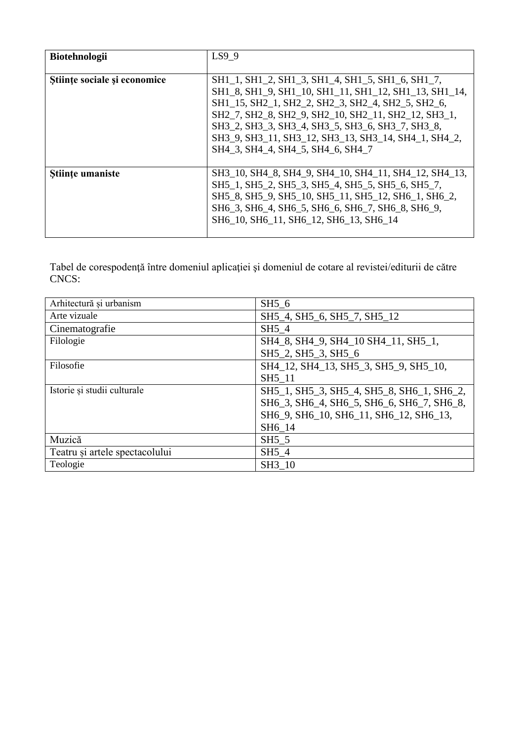| | |
|---|---|
| **Biotehnologii** | LS9_9 |
| **Ştiinţe sociale şi economice** | SH1_1, SH1_2, SH1_3, SH1_4, SH1_5, SH1_6, SH1_7, SH1_8, SH1_9, SH1_10, SH1_11, SH1_12, SH1_13, SH1_14, SH1_15, SH2_1, SH2_2, SH2_3, SH2_4, SH2_5, SH2_6, SH2_7, SH2_8, SH2_9, SH2_10, SH2_11, SH2_12, SH3_1, SH3_2, SH3_3, SH3_4, SH3_5, SH3_6, SH3_7, SH3_8, SH3_9, SH3_11, SH3_12, SH3_13, SH3_14, SH4_1, SH4_2, SH4_3, SH4_4, SH4_5, SH4_6, SH4_7 |
| **Ştiinţe umaniste** | SH3_10, SH4_8, SH4_9, SH4_10, SH4_11, SH4_12, SH4_13, SH5_1, SH5_2, SH5_3, SH5_4, SH5_5, SH5_6, SH5_7, SH5_8, SH5_9, SH5_10, SH5_11, SH5_12, SH6_1, SH6_2, SH6_3, SH6_4, SH6_5, SH6_6, SH6_7, SH6_8, SH6_9, SH6_10, SH6_11, SH6_12, SH6_13, SH6_14 |

Tabel de corespodenţă între domeniul aplicaţiei şi domeniul de cotare al revistei/editurii de către CNCS:

| | |
|---|---|
| Arhitectură și urbanism | SH5_6 |
| Arte vizuale | SH5_4, SH5_6, SH5_7, SH5_12 |
| Cinematografie | SH5_4 |
| Filologie | SH4_8, SH4_9, SH4_10 SH4_11, SH5_1, SH5_2, SH5_3, SH5_6 |
| Filosofie | SH4_12, SH4_13, SH5_3, SH5_9, SH5_10, SH5_11 |
| Istorie și studii culturale | SH5_1, SH5_3, SH5_4, SH5_8, SH6_1, SH6_2, SH6_3, SH6_4, SH6_5, SH6_6, SH6_7, SH6_8, SH6_9, SH6_10, SH6_11, SH6_12, SH6_13, SH6_14 |
| Muzică | SH5_5 |
| Teatru și artele spectacolului | SH5_4 |
| Teologie | SH3_10 |